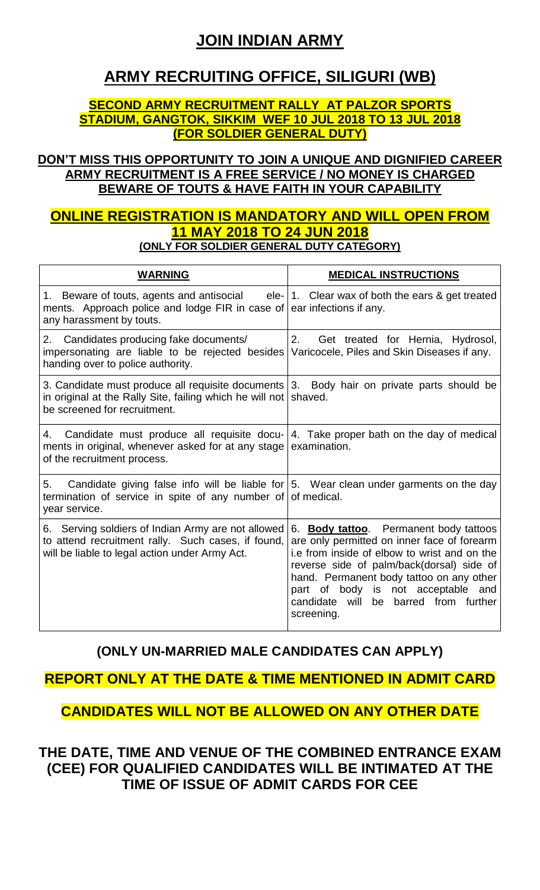# JOIN INDIAN ARMY

# ARMY RECRUITING OFFICE, SILIGURI (WB)

### SECOND ARMY RECRUITMENT RALLY AT PALZOR SPORTS STADIUM, GANGTOK, SIKKIM WEF 10 JUL 2018 TO 13 JUL 2018 (FOR SOLDIER GENERAL DUTY)

**DON'T MISS THIS OPPORTUNITY TO JOIN A UNIQUE AND DIGNIFIED CAREER**
**ARMY RECRUITMENT IS A FREE SERVICE / NO MONEY IS CHARGED**
**BEWARE OF TOUTS & HAVE FAITH IN YOUR CAPABILITY**

## ONLINE REGISTRATION IS MANDATORY AND WILL OPEN FROM 11 MAY 2018 TO 24 JUN 2018

**(ONLY FOR SOLDIER GENERAL DUTY CATEGORY)**

| **WARNING** | **MEDICAL INSTRUCTIONS** |
|---|---|
| 1. Beware of touts, agents and antisocial elements. Approach police and lodge FIR in case of any harassment by touts. | 1. Clear wax of both the ears & get treated ear infections if any. |
| 2. Candidates producing fake documents/ impersonating are liable to be rejected besides handing over to police authority. | 2. Get treated for Hernia, Hydrosol, Varicocele, Piles and Skin Diseases if any. |
| 3. Candidate must produce all requisite documents in original at the Rally Site, failing which he will not be screened for recruitment. | 3. Body hair on private parts should be shaved. |
| 4. Candidate must produce all requisite documents in original, whenever asked for at any stage of the recruitment process. | 4. Take proper bath on the day of medical examination. |
| 5. Candidate giving false info will be liable for termination of service in spite of any number of year service. | 5. Wear clean under garments on the day of medical. |
| 6. Serving soldiers of Indian Army are not allowed to attend recruitment rally. Such cases, if found, will be liable to legal action under Army Act. | 6. **Body tattoo**. Permanent body tattoos are only permitted on inner face of forearm i.e from inside of elbow to wrist and on the reverse side of palm/back(dorsal) side of hand. Permanent body tattoo on any other part of body is not acceptable and candidate will be barred from further screening. |

### (ONLY UN-MARRIED MALE CANDIDATES CAN APPLY)

### REPORT ONLY AT THE DATE & TIME MENTIONED IN ADMIT CARD

### CANDIDATES WILL NOT BE ALLOWED ON ANY OTHER DATE

### THE DATE, TIME AND VENUE OF THE COMBINED ENTRANCE EXAM (CEE) FOR QUALIFIED CANDIDATES WILL BE INTIMATED AT THE TIME OF ISSUE OF ADMIT CARDS FOR CEE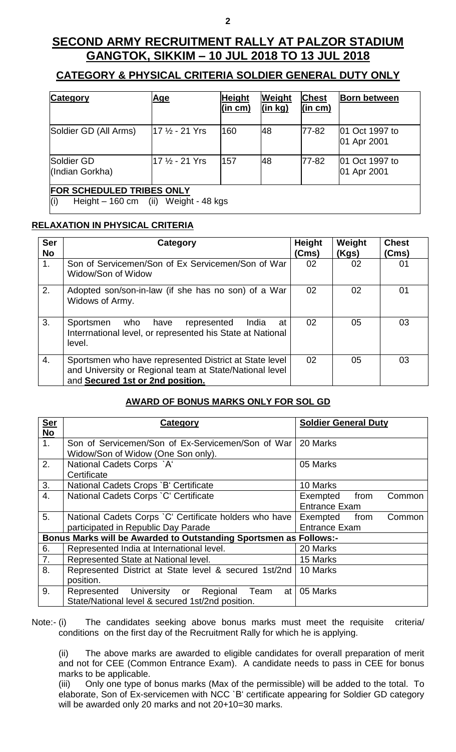# SECOND ARMY RECRUITMENT RALLY AT PALZOR STADIUM GANGTOK, SIKKIM – 10 JUL 2018 TO 13 JUL 2018

## CATEGORY & PHYSICAL CRITERIA SOLDIER GENERAL DUTY ONLY

| Category | Age | Height (in cm) | Weight (in kg) | Chest (in cm) | Born between |
|---|---|---|---|---|---|
| Soldier GD (All Arms) | 17 ½ - 21 Yrs | 160 | 48 | 77-82 | 01 Oct 1997 to 01 Apr 2001 |
| Soldier GD (Indian Gorkha) | 17 ½ - 21 Yrs | 157 | 48 | 77-82 | 01 Oct 1997 to 01 Apr 2001 |
| **FOR SCHEDULED TRIBES ONLY** (i) Height – 160 cm (ii) Weight - 48 kgs | | | | | |

### RELAXATION IN PHYSICAL CRITERIA

| Ser No | Category | Height (Cms) | Weight (Kgs) | Chest (Cms) |
|---|---|---|---|---|
| 1. | Son of Servicemen/Son of Ex Servicemen/Son of War Widow/Son of Widow | 02 | 02 | 01 |
| 2. | Adopted son/son-in-law (if she has no son) of a War Widows of Army. | 02 | 02 | 01 |
| 3. | Sportsmen who have represented India at Interrnational level, or represented his State at National level. | 02 | 05 | 03 |
| 4. | Sportsmen who have represented District at State level and University or Regional team at State/National level and **Secured 1st or 2nd position.** | 02 | 05 | 03 |

### AWARD OF BONUS MARKS ONLY FOR SOL GD

| Ser No | Category | Soldier General Duty |
|---|---|---|
| 1. | Son of Servicemen/Son of Ex-Servicemen/Son of War Widow/Son of Widow (One Son only). | 20 Marks |
| 2. | National Cadets Corps `A' Certificate | 05 Marks |
| 3. | National Cadets Crops `B' Certificate | 10 Marks |
| 4. | National Cadets Corps `C' Certificate | Exempted from Common Entrance Exam |
| 5. | National Cadets Corps `C' Certificate holders who have participated in Republic Day Parade | Exempted from Common Entrance Exam |
| **Bonus Marks will be Awarded to Outstanding Sportsmen as Follows:-** | | |
| 6. | Represented India at International level. | 20 Marks |
| 7. | Represented State at National level. | 15 Marks |
| 8. | Represented District at State level & secured 1st/2nd position. | 10 Marks |
| 9. | Represented University or Regional Team at State/National level & secured 1st/2nd position. | 05 Marks |

Note:- (i) The candidates seeking above bonus marks must meet the requisite criteria/ conditions on the first day of the Recruitment Rally for which he is applying.

(ii) The above marks are awarded to eligible candidates for overall preparation of merit and not for CEE (Common Entrance Exam). A candidate needs to pass in CEE for bonus marks to be applicable.

(iii) Only one type of bonus marks (Max of the permissible) will be added to the total. To elaborate, Son of Ex-servicemen with NCC `B' certificate appearing for Soldier GD category will be awarded only 20 marks and not 20+10=30 marks.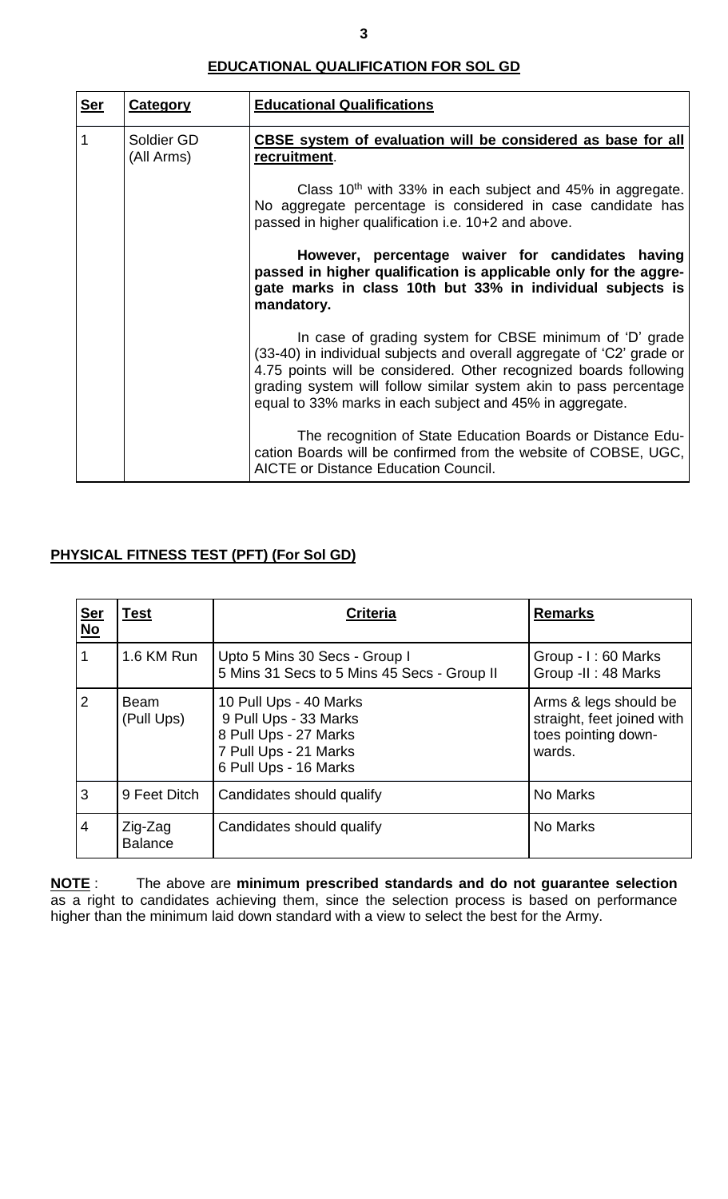## EDUCATIONAL QUALIFICATION FOR SOL GD

| Ser | Category | Educational Qualifications |
|---|---|---|
| 1 | Soldier GD (All Arms) | **CBSE system of evaluation will be considered as base for all recruitment**.<br><br>Class 10th with 33% in each subject and 45% in aggregate. No aggregate percentage is considered in case candidate has passed in higher qualification i.e. 10+2 and above.<br><br>**However, percentage waiver for candidates having passed in higher qualification is applicable only for the aggregate marks in class 10th but 33% in individual subjects is mandatory.**<br><br>In case of grading system for CBSE minimum of 'D' grade (33-40) in individual subjects and overall aggregate of 'C2' grade or 4.75 points will be considered. Other recognized boards following grading system will follow similar system akin to pass percentage equal to 33% marks in each subject and 45% in aggregate.<br><br>The recognition of State Education Boards or Distance Education Boards will be confirmed from the website of COBSE, UGC, AICTE or Distance Education Council. |

## PHYSICAL FITNESS TEST (PFT) (For Sol GD)

| Ser No | Test | Criteria | Remarks |
|---|---|---|---|
| 1 | 1.6 KM Run | Upto 5 Mins 30 Secs - Group I<br>5 Mins 31 Secs to 5 Mins 45 Secs - Group II | Group - I : 60 Marks<br>Group -II : 48 Marks |
| 2 | Beam (Pull Ups) | 10 Pull Ups - 40 Marks<br>9 Pull Ups - 33 Marks<br>8 Pull Ups - 27 Marks<br>7 Pull Ups - 21 Marks<br>6 Pull Ups - 16 Marks | Arms & legs should be straight, feet joined with toes pointing downwards. |
| 3 | 9 Feet Ditch | Candidates should qualify | No Marks |
| 4 | Zig-Zag Balance | Candidates should qualify | No Marks |

**NOTE** : The above are **minimum prescribed standards and do not guarantee selection** as a right to candidates achieving them, since the selection process is based on performance higher than the minimum laid down standard with a view to select the best for the Army.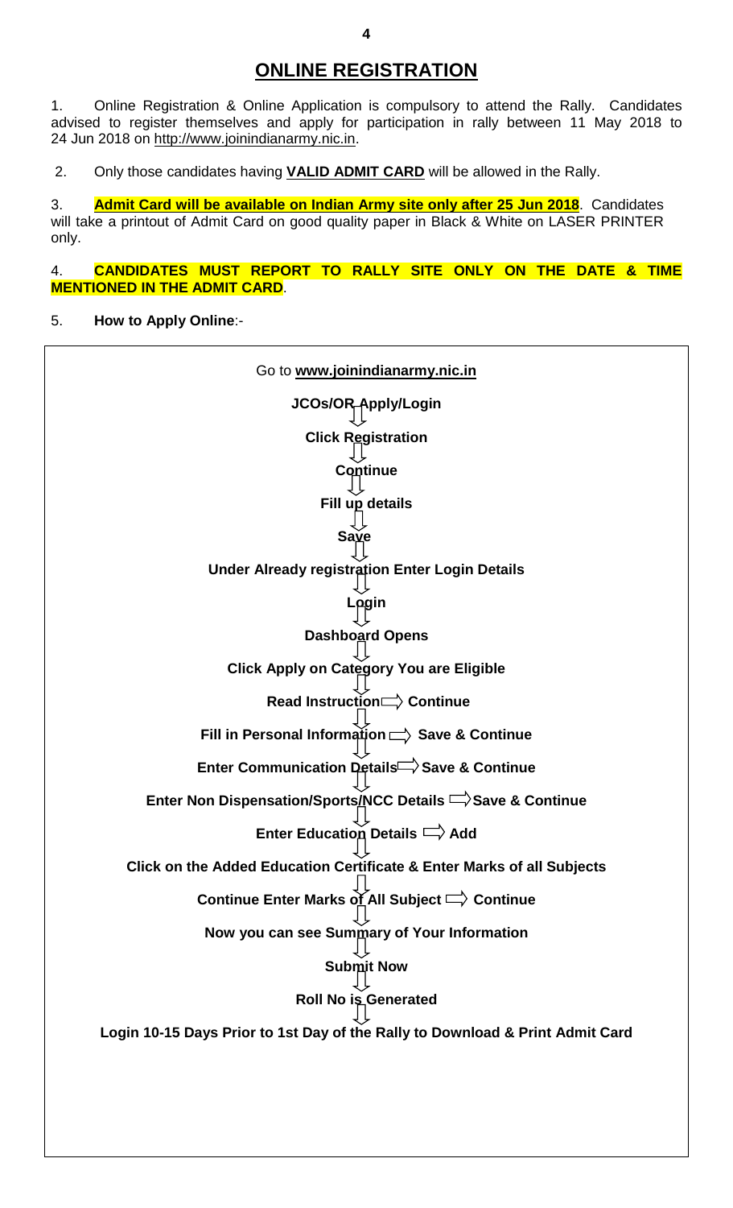## ONLINE REGISTRATION

1. Online Registration & Online Application is compulsory to attend the Rally. Candidates advised to register themselves and apply for participation in rally between 11 May 2018 to 24 Jun 2018 on http://www.joinindianarmy.nic.in.

2. Only those candidates having **VALID ADMIT CARD** will be allowed in the Rally.

3. **Admit Card will be available on Indian Army site only after 25 Jun 2018**. Candidates will take a printout of Admit Card on good quality paper in Black & White on LASER PRINTER only.

4. **CANDIDATES MUST REPORT TO RALLY SITE ONLY ON THE DATE & TIME MENTIONED IN THE ADMIT CARD**.

5. **How to Apply Online**:-

Go to **www.joinindianarmy.nic.in**

⇓

**JCOs/OR Apply/Login**

⇓

**Click Registration**

⇓

**Continue**

⇓

**Fill up details**

⇓

**Save**

⇓

**Under Already registration Enter Login Details**

⇓

**Login**

⇓

**Dashboard Opens**

⇓

**Click Apply on Category You are Eligible**

⇓

**Read Instruction ⇒ Continue**

⇓

**Fill in Personal Information ⇒ Save & Continue**

⇓

**Enter Communication Details ⇒ Save & Continue**

⇓

**Enter Non Dispensation/Sports/NCC Details ⇒ Save & Continue**

⇓

**Enter Education Details ⇒ Add**

⇓

**Click on the Added Education Certificate & Enter Marks of all Subjects**

⇓

**Continue Enter Marks of All Subject ⇒ Continue**

⇓

**Now you can see Summary of Your Information**

⇓

**Submit Now**

⇓

**Roll No is Generated**

⇓

**Login 10-15 Days Prior to 1st Day of the Rally to Download & Print Admit Card**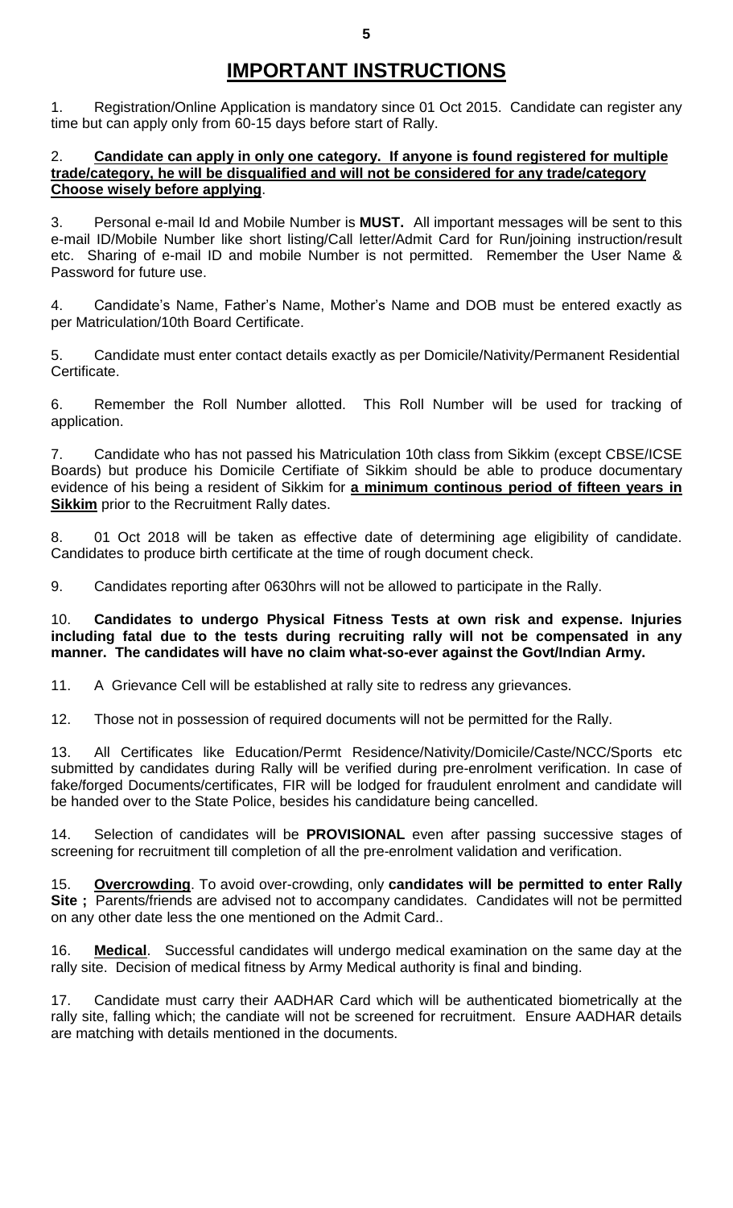# IMPORTANT INSTRUCTIONS

1. Registration/Online Application is mandatory since 01 Oct 2015. Candidate can register any time but can apply only from 60-15 days before start of Rally.

2. **Candidate can apply in only one category. If anyone is found registered for multiple trade/category, he will be disqualified and will not be considered for any trade/category Choose wisely before applying**.

3. Personal e-mail Id and Mobile Number is **MUST.** All important messages will be sent to this e-mail ID/Mobile Number like short listing/Call letter/Admit Card for Run/joining instruction/result etc. Sharing of e-mail ID and mobile Number is not permitted. Remember the User Name & Password for future use.

4. Candidate's Name, Father's Name, Mother's Name and DOB must be entered exactly as per Matriculation/10th Board Certificate.

5. Candidate must enter contact details exactly as per Domicile/Nativity/Permanent Residential Certificate.

6. Remember the Roll Number allotted. This Roll Number will be used for tracking of application.

7. Candidate who has not passed his Matriculation 10th class from Sikkim (except CBSE/ICSE Boards) but produce his Domicile Certifiate of Sikkim should be able to produce documentary evidence of his being a resident of Sikkim for **a minimum continous period of fifteen years in Sikkim** prior to the Recruitment Rally dates.

8. 01 Oct 2018 will be taken as effective date of determining age eligibility of candidate. Candidates to produce birth certificate at the time of rough document check.

9. Candidates reporting after 0630hrs will not be allowed to participate in the Rally.

10. **Candidates to undergo Physical Fitness Tests at own risk and expense. Injuries including fatal due to the tests during recruiting rally will not be compensated in any manner. The candidates will have no claim what-so-ever against the Govt/Indian Army.**

11. A Grievance Cell will be established at rally site to redress any grievances.

12. Those not in possession of required documents will not be permitted for the Rally.

13. All Certificates like Education/Permt Residence/Nativity/Domicile/Caste/NCC/Sports etc submitted by candidates during Rally will be verified during pre-enrolment verification. In case of fake/forged Documents/certificates, FIR will be lodged for fraudulent enrolment and candidate will be handed over to the State Police, besides his candidature being cancelled.

14. Selection of candidates will be **PROVISIONAL** even after passing successive stages of screening for recruitment till completion of all the pre-enrolment validation and verification.

15. **Overcrowding**. To avoid over-crowding, only **candidates will be permitted to enter Rally Site ;** Parents/friends are advised not to accompany candidates. Candidates will not be permitted on any other date less the one mentioned on the Admit Card..

16. **Medical**. Successful candidates will undergo medical examination on the same day at the rally site. Decision of medical fitness by Army Medical authority is final and binding.

17. Candidate must carry their AADHAR Card which will be authenticated biometrically at the rally site, falling which; the candiate will not be screened for recruitment. Ensure AADHAR details are matching with details mentioned in the documents.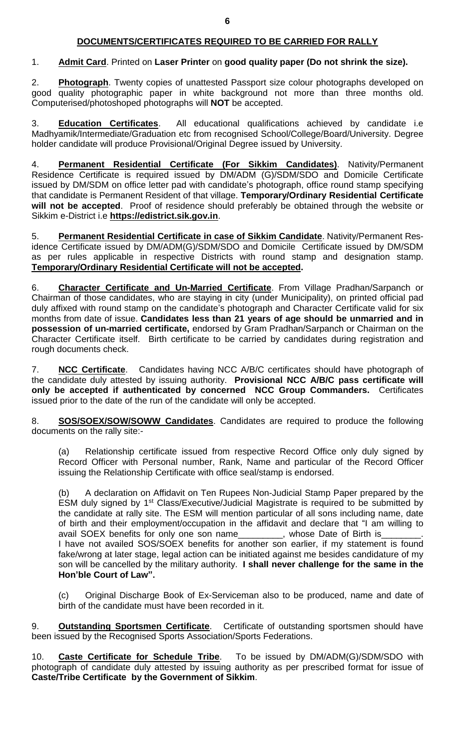## DOCUMENTS/CERTIFICATES REQUIRED TO BE CARRIED FOR RALLY

1. **Admit Card**. Printed on **Laser Printer** on **good quality paper (Do not shrink the size).**

2. **Photograph**. Twenty copies of unattested Passport size colour photographs developed on good quality photographic paper in white background not more than three months old. Computerised/photoshoped photographs will **NOT** be accepted.

3. **Education Certificates**. All educational qualifications achieved by candidate i.e Madhyamik/Intermediate/Graduation etc from recognised School/College/Board/University. Degree holder candidate will produce Provisional/Original Degree issued by University.

4. **Permanent Residential Certificate (For Sikkim Candidates)**. Nativity/Permanent Residence Certificate is required issued by DM/ADM (G)/SDM/SDO and Domicile Certificate issued by DM/SDM on office letter pad with candidate's photograph, office round stamp specifying that candidate is Permanent Resident of that village. **Temporary/Ordinary Residential Certificate will not be accepted**. Proof of residence should preferably be obtained through the website or Sikkim e-District i.e **https://edistrict.sik.gov.in**.

5. **Permanent Residential Certificate in case of Sikkim Candidate**. Nativity/Permanent Residence Certificate issued by DM/ADM(G)/SDM/SDO and Domicile Certificate issued by DM/SDM as per rules applicable in respective Districts with round stamp and designation stamp. **Temporary/Ordinary Residential Certificate will not be accepted.**

6. **Character Certificate and Un-Married Certificate**. From Village Pradhan/Sarpanch or Chairman of those candidates, who are staying in city (under Municipality), on printed official pad duly affixed with round stamp on the candidate's photograph and Character Certificate valid for six months from date of issue. **Candidates less than 21 years of age should be unmarried and in possession of un-married certificate,** endorsed by Gram Pradhan/Sarpanch or Chairman on the Character Certificate itself. Birth certificate to be carried by candidates during registration and rough documents check.

7. **NCC Certificate**. Candidates having NCC A/B/C certificates should have photograph of the candidate duly attested by issuing authority. **Provisional NCC A/B/C pass certificate will only be accepted if authenticated by concerned NCC Group Commanders.** Certificates issued prior to the date of the run of the candidate will only be accepted.

8. **SOS/SOEX/SOW/SOWW Candidates**. Candidates are required to produce the following documents on the rally site:-

(a) Relationship certificate issued from respective Record Office only duly signed by Record Officer with Personal number, Rank, Name and particular of the Record Officer issuing the Relationship Certificate with office seal/stamp is endorsed.

(b) A declaration on Affidavit on Ten Rupees Non-Judicial Stamp Paper prepared by the ESM duly signed by 1st Class/Executive/Judicial Magistrate is required to be submitted by the candidate at rally site. The ESM will mention particular of all sons including name, date of birth and their employment/occupation in the affidavit and declare that "I am willing to avail SOEX benefits for only one son name_________, whose Date of Birth is________. I have not availed SOS/SOEX benefits for another son earlier, if my statement is found fake/wrong at later stage, legal action can be initiated against me besides candidature of my son will be cancelled by the military authority. **I shall never challenge for the same in the Hon'ble Court of Law".**

(c) Original Discharge Book of Ex-Serviceman also to be produced, name and date of birth of the candidate must have been recorded in it.

9. **Outstanding Sportsmen Certificate**. Certificate of outstanding sportsmen should have been issued by the Recognised Sports Association/Sports Federations.

10. **Caste Certificate for Schedule Tribe**. To be issued by DM/ADM(G)/SDM/SDO with photograph of candidate duly attested by issuing authority as per prescribed format for issue of **Caste/Tribe Certificate by the Government of Sikkim**.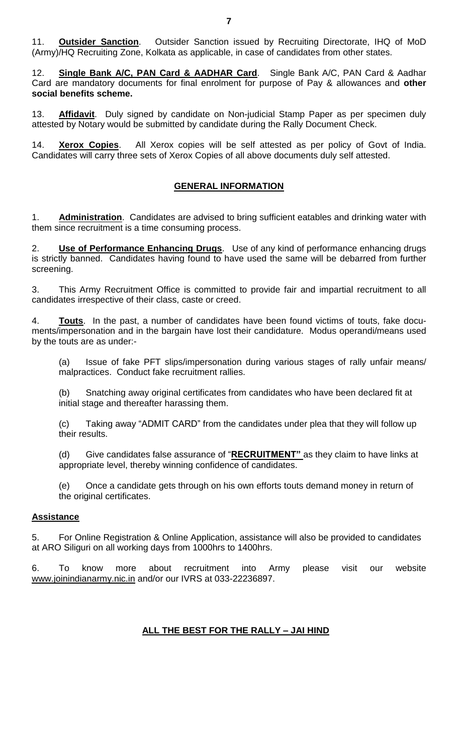11. **Outsider Sanction**. Outsider Sanction issued by Recruiting Directorate, IHQ of MoD (Army)/HQ Recruiting Zone, Kolkata as applicable, in case of candidates from other states.

12. **Single Bank A/C, PAN Card & AADHAR Card**. Single Bank A/C, PAN Card & Aadhar Card are mandatory documents for final enrolment for purpose of Pay & allowances and **other social benefits scheme.**

13. **Affidavit**. Duly signed by candidate on Non-judicial Stamp Paper as per specimen duly attested by Notary would be submitted by candidate during the Rally Document Check.

14. **Xerox Copies**. All Xerox copies will be self attested as per policy of Govt of India. Candidates will carry three sets of Xerox Copies of all above documents duly self attested.

## GENERAL INFORMATION

1. **Administration**. Candidates are advised to bring sufficient eatables and drinking water with them since recruitment is a time consuming process.

2. **Use of Performance Enhancing Drugs**. Use of any kind of performance enhancing drugs is strictly banned. Candidates having found to have used the same will be debarred from further screening.

3. This Army Recruitment Office is committed to provide fair and impartial recruitment to all candidates irrespective of their class, caste or creed.

4. **Touts**. In the past, a number of candidates have been found victims of touts, fake documents/impersonation and in the bargain have lost their candidature. Modus operandi/means used by the touts are as under:-

(a) Issue of fake PFT slips/impersonation during various stages of rally unfair means/ malpractices. Conduct fake recruitment rallies.

(b) Snatching away original certificates from candidates who have been declared fit at initial stage and thereafter harassing them.

(c) Taking away "ADMIT CARD" from the candidates under plea that they will follow up their results.

(d) Give candidates false assurance of "**RECRUITMENT"** as they claim to have links at appropriate level, thereby winning confidence of candidates.

(e) Once a candidate gets through on his own efforts touts demand money in return of the original certificates.

**Assistance**

5. For Online Registration & Online Application, assistance will also be provided to candidates at ARO Siliguri on all working days from 1000hrs to 1400hrs.

6. To know more about recruitment into Army please visit our website www.joinindianarmy.nic.in and/or our IVRS at 033-22236897.

**ALL THE BEST FOR THE RALLY – JAI HIND**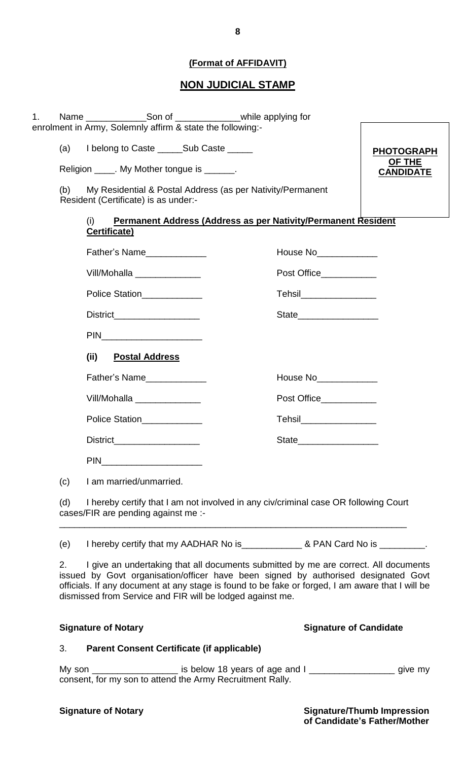**(Format of AFFIDAVIT)**

## NON JUDICIAL STAMP

1. Name ____________Son of _____________while applying for enrolment in Army, Solemnly affirm & state the following:-

**PHOTOGRAPH OF THE CANDIDATE**

(a) I belong to Caste _____Sub Caste _____

Religion ____. My Mother tongue is ______.

(b) My Residential & Postal Address (as per Nativity/Permanent Resident (Certificate) is as under:-

(i) **Permanent Address (Address as per Nativity/Permanent Resident Certificate)**

Father's Name____________ House No____________

Vill/Mohalla _____________ Post Office___________

Police Station____________ Tehsil_______________

District_________________ State________________

PIN___________________

**(ii) Postal Address**

Father's Name____________ House No____________

Vill/Mohalla _____________ Post Office___________

Police Station____________ Tehsil_______________

District_________________ State________________

PIN___________________

(c) I am married/unmarried.

(d) I hereby certify that I am not involved in any civ/criminal case OR following Court cases/FIR are pending against me :-

______________________________________________________________________

(e) I hereby certify that my AADHAR No is____________ & PAN Card No is _________.

2. I give an undertaking that all documents submitted by me are correct. All documents issued by Govt organisation/officer have been signed by authorised designated Govt officials. If any document at any stage is found to be fake or forged, I am aware that I will be dismissed from Service and FIR will be lodged against me.

**Signature of Notary** **Signature of Candidate**

3. **Parent Consent Certificate (if applicable)**

My son _________________ is below 18 years of age and I _________________ give my consent, for my son to attend the Army Recruitment Rally.

**Signature of Notary** **Signature/Thumb Impression of Candidate's Father/Mother**